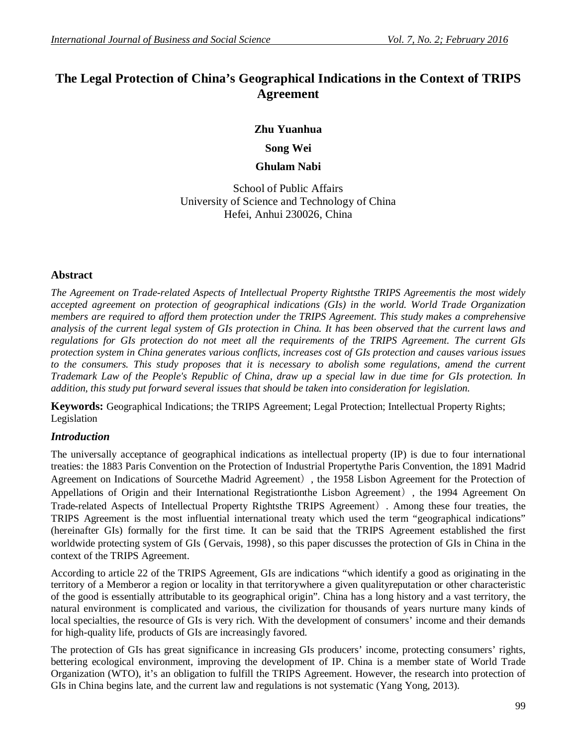# The Legal Protection of China's Geographical Indications in the Context of TRIPS Agreement

**Zhu Yuanhua**

**Song Wei**

**Ghulam Nabi**

School of Public Affairs
University of Science and Technology of China
Hefei, Anhui 230026, China

## Abstract

*The Agreement on Trade-related Aspects of Intellectual Property Rightsthe TRIPS Agreementis the most widely accepted agreement on protection of geographical indications (GIs) in the world. World Trade Organization members are required to afford them protection under the TRIPS Agreement. This study makes a comprehensive analysis of the current legal system of GIs protection in China. It has been observed that the current laws and regulations for GIs protection do not meet all the requirements of the TRIPS Agreement. The current GIs protection system in China generates various conflicts, increases cost of GIs protection and causes various issues to the consumers. This study proposes that it is necessary to abolish some regulations, amend the current Trademark Law of the People's Republic of China, draw up a special law in due time for GIs protection. In addition, this study put forward several issues that should be taken into consideration for legislation.*

**Keywords:** Geographical Indications; the TRIPS Agreement; Legal Protection; Intellectual Property Rights; Legislation

## *Introduction*

The universally acceptance of geographical indications as intellectual property (IP) is due to four international treaties: the 1883 Paris Convention on the Protection of Industrial Propertythe Paris Convention, the 1891 Madrid Agreement on Indications of Sourcethe Madrid Agreement）, the 1958 Lisbon Agreement for the Protection of Appellations of Origin and their International Registrationthe Lisbon Agreement）, the 1994 Agreement On Trade-related Aspects of Intellectual Property Rightsthe TRIPS Agreement）. Among these four treaties, the TRIPS Agreement is the most influential international treaty which used the term "geographical indications" (hereinafter GIs) formally for the first time. It can be said that the TRIPS Agreement established the first worldwide protecting system of GIs（Gervais, 1998）, so this paper discusses the protection of GIs in China in the context of the TRIPS Agreement.

According to article 22 of the TRIPS Agreement, GIs are indications "which identify a good as originating in the territory of a Memberor a region or locality in that territorywhere a given qualityreputation or other characteristic of the good is essentially attributable to its geographical origin". China has a long history and a vast territory, the natural environment is complicated and various, the civilization for thousands of years nurture many kinds of local specialties, the resource of GIs is very rich. With the development of consumers' income and their demands for high-quality life, products of GIs are increasingly favored.

The protection of GIs has great significance in increasing GIs producers' income, protecting consumers' rights, bettering ecological environment, improving the development of IP. China is a member state of World Trade Organization (WTO), it's an obligation to fulfill the TRIPS Agreement. However, the research into protection of GIs in China begins late, and the current law and regulations is not systematic (Yang Yong, 2013).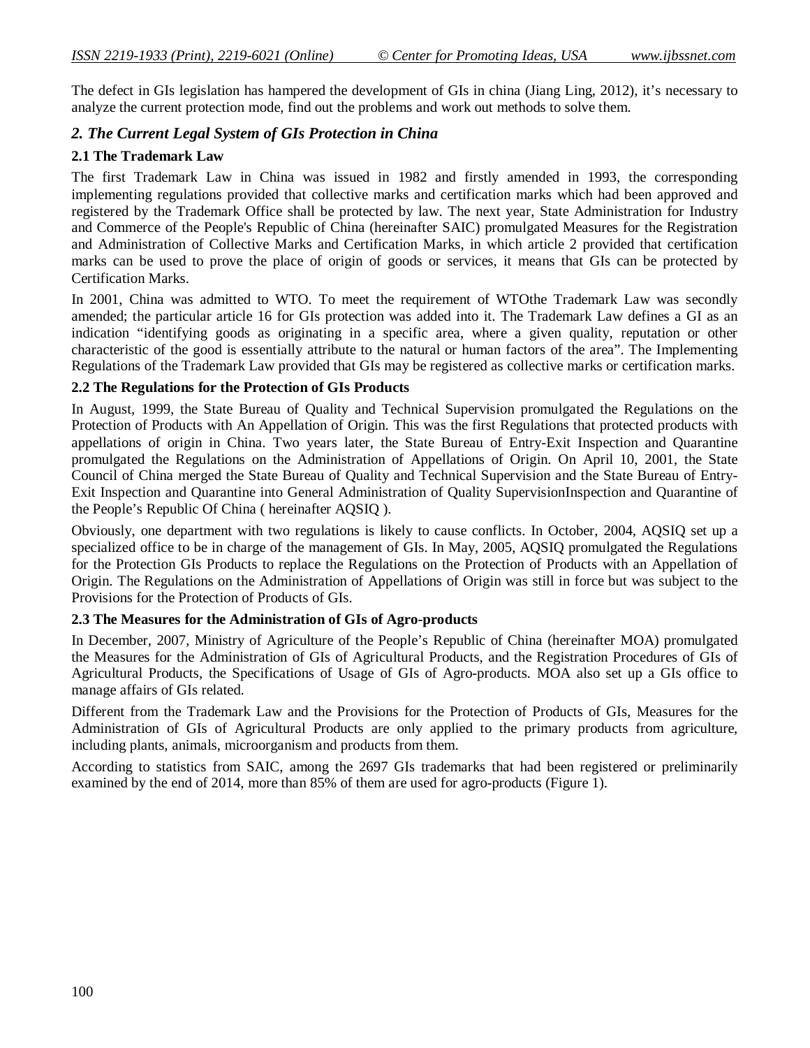The defect in GIs legislation has hampered the development of GIs in china (Jiang Ling, 2012), it's necessary to analyze the current protection mode, find out the problems and work out methods to solve them.

## *2. The Current Legal System of GIs Protection in China*

### 2.1 The Trademark Law

The first Trademark Law in China was issued in 1982 and firstly amended in 1993, the corresponding implementing regulations provided that collective marks and certification marks which had been approved and registered by the Trademark Office shall be protected by law. The next year, State Administration for Industry and Commerce of the People's Republic of China (hereinafter SAIC) promulgated Measures for the Registration and Administration of Collective Marks and Certification Marks, in which article 2 provided that certification marks can be used to prove the place of origin of goods or services, it means that GIs can be protected by Certification Marks.

In 2001, China was admitted to WTO. To meet the requirement of WTOthe Trademark Law was secondly amended; the particular article 16 for GIs protection was added into it. The Trademark Law defines a GI as an indication "identifying goods as originating in a specific area, where a given quality, reputation or other characteristic of the good is essentially attribute to the natural or human factors of the area". The Implementing Regulations of the Trademark Law provided that GIs may be registered as collective marks or certification marks.

### 2.2 The Regulations for the Protection of GIs Products

In August, 1999, the State Bureau of Quality and Technical Supervision promulgated the Regulations on the Protection of Products with An Appellation of Origin. This was the first Regulations that protected products with appellations of origin in China. Two years later, the State Bureau of Entry-Exit Inspection and Quarantine promulgated the Regulations on the Administration of Appellations of Origin. On April 10, 2001, the State Council of China merged the State Bureau of Quality and Technical Supervision and the State Bureau of Entry-Exit Inspection and Quarantine into General Administration of Quality SupervisionInspection and Quarantine of the People's Republic Of China ( hereinafter AQSIQ ).

Obviously, one department with two regulations is likely to cause conflicts. In October, 2004, AQSIQ set up a specialized office to be in charge of the management of GIs. In May, 2005, AQSIQ promulgated the Regulations for the Protection GIs Products to replace the Regulations on the Protection of Products with an Appellation of Origin. The Regulations on the Administration of Appellations of Origin was still in force but was subject to the Provisions for the Protection of Products of GIs.

### 2.3 The Measures for the Administration of GIs of Agro-products

In December, 2007, Ministry of Agriculture of the People's Republic of China (hereinafter MOA) promulgated the Measures for the Administration of GIs of Agricultural Products, and the Registration Procedures of GIs of Agricultural Products, the Specifications of Usage of GIs of Agro-products. MOA also set up a GIs office to manage affairs of GIs related.

Different from the Trademark Law and the Provisions for the Protection of Products of GIs, Measures for the Administration of GIs of Agricultural Products are only applied to the primary products from agriculture, including plants, animals, microorganism and products from them.

According to statistics from SAIC, among the 2697 GIs trademarks that had been registered or preliminarily examined by the end of 2014, more than 85% of them are used for agro-products (Figure 1).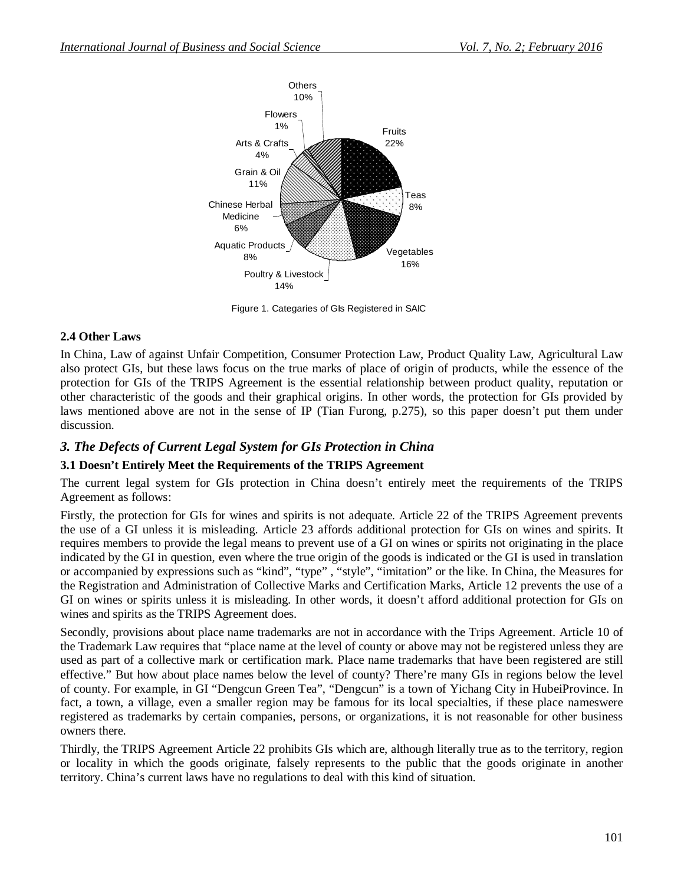Figure 1. Categaries of GIs Registered in SAIC

### 2.4 Other Laws

In China, Law of against Unfair Competition, Consumer Protection Law, Product Quality Law, Agricultural Law also protect GIs, but these laws focus on the true marks of place of origin of products, while the essence of the protection for GIs of the TRIPS Agreement is the essential relationship between product quality, reputation or other characteristic of the goods and their graphical origins. In other words, the protection for GIs provided by laws mentioned above are not in the sense of IP (Tian Furong, p.275), so this paper doesn't put them under discussion.

## *3. The Defects of Current Legal System for GIs Protection in China*

### 3.1 Doesn't Entirely Meet the Requirements of the TRIPS Agreement

The current legal system for GIs protection in China doesn't entirely meet the requirements of the TRIPS Agreement as follows:

Firstly, the protection for GIs for wines and spirits is not adequate. Article 22 of the TRIPS Agreement prevents the use of a GI unless it is misleading. Article 23 affords additional protection for GIs on wines and spirits. It requires members to provide the legal means to prevent use of a GI on wines or spirits not originating in the place indicated by the GI in question, even where the true origin of the goods is indicated or the GI is used in translation or accompanied by expressions such as "kind", "type" , "style", "imitation" or the like. In China, the Measures for the Registration and Administration of Collective Marks and Certification Marks, Article 12 prevents the use of a GI on wines or spirits unless it is misleading. In other words, it doesn't afford additional protection for GIs on wines and spirits as the TRIPS Agreement does.

Secondly, provisions about place name trademarks are not in accordance with the Trips Agreement. Article 10 of the Trademark Law requires that "place name at the level of county or above may not be registered unless they are used as part of a collective mark or certification mark. Place name trademarks that have been registered are still effective." But how about place names below the level of county? There're many GIs in regions below the level of county. For example, in GI "Dengcun Green Tea", "Dengcun" is a town of Yichang City in HubeiProvince. In fact, a town, a village, even a smaller region may be famous for its local specialties, if these place nameswere registered as trademarks by certain companies, persons, or organizations, it is not reasonable for other business owners there.

Thirdly, the TRIPS Agreement Article 22 prohibits GIs which are, although literally true as to the territory, region or locality in which the goods originate, falsely represents to the public that the goods originate in another territory. China's current laws have no regulations to deal with this kind of situation.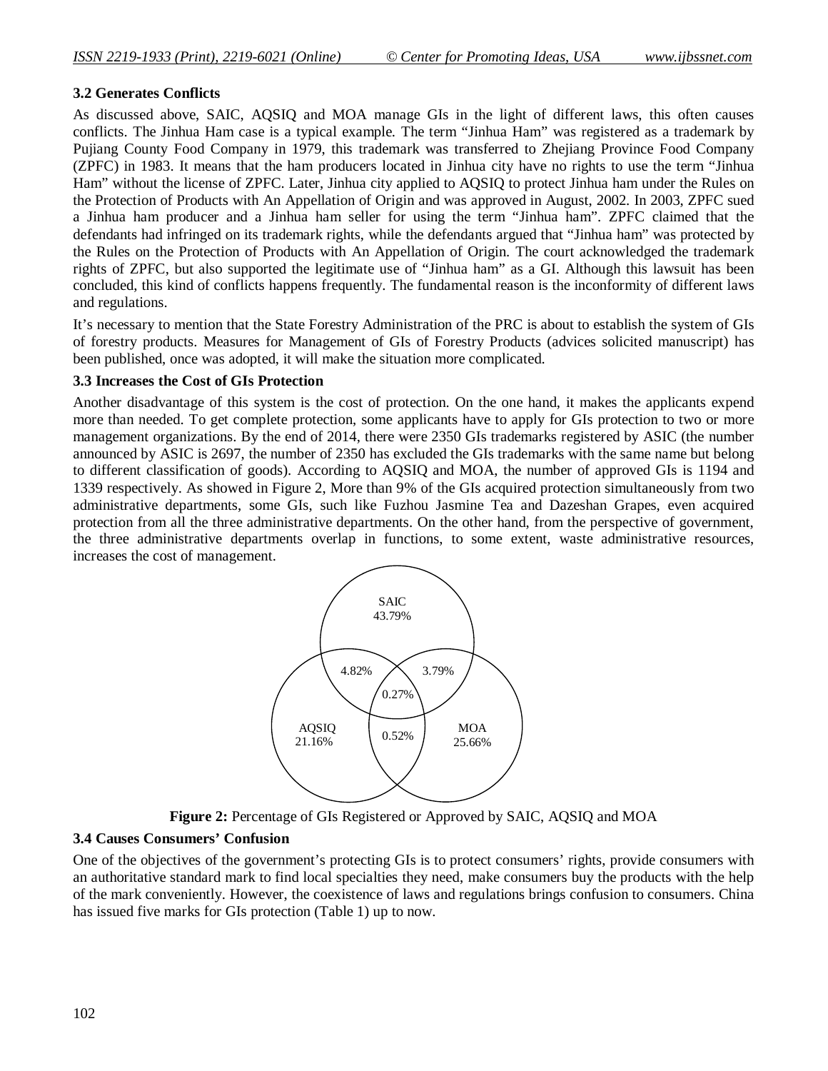### 3.2 Generates Conflicts

As discussed above, SAIC, AQSIQ and MOA manage GIs in the light of different laws, this often causes conflicts. The Jinhua Ham case is a typical example. The term "Jinhua Ham" was registered as a trademark by Pujiang County Food Company in 1979, this trademark was transferred to Zhejiang Province Food Company (ZPFC) in 1983. It means that the ham producers located in Jinhua city have no rights to use the term "Jinhua Ham" without the license of ZPFC. Later, Jinhua city applied to AQSIQ to protect Jinhua ham under the Rules on the Protection of Products with An Appellation of Origin and was approved in August, 2002. In 2003, ZPFC sued a Jinhua ham producer and a Jinhua ham seller for using the term "Jinhua ham". ZPFC claimed that the defendants had infringed on its trademark rights, while the defendants argued that "Jinhua ham" was protected by the Rules on the Protection of Products with An Appellation of Origin. The court acknowledged the trademark rights of ZPFC, but also supported the legitimate use of "Jinhua ham" as a GI. Although this lawsuit has been concluded, this kind of conflicts happens frequently. The fundamental reason is the inconformity of different laws and regulations.

It's necessary to mention that the State Forestry Administration of the PRC is about to establish the system of GIs of forestry products. Measures for Management of GIs of Forestry Products (advices solicited manuscript) has been published, once was adopted, it will make the situation more complicated.

### 3.3 Increases the Cost of GIs Protection

Another disadvantage of this system is the cost of protection. On the one hand, it makes the applicants expend more than needed. To get complete protection, some applicants have to apply for GIs protection to two or more management organizations. By the end of 2014, there were 2350 GIs trademarks registered by ASIC (the number announced by ASIC is 2697, the number of 2350 has excluded the GIs trademarks with the same name but belong to different classification of goods). According to AQSIQ and MOA, the number of approved GIs is 1194 and 1339 respectively. As showed in Figure 2, More than 9% of the GIs acquired protection simultaneously from two administrative departments, some GIs, such like Fuzhou Jasmine Tea and Dazeshan Grapes, even acquired protection from all the three administrative departments. On the other hand, from the perspective of government, the three administrative departments overlap in functions, to some extent, waste administrative resources, increases the cost of management.

| Region | Percentage |
|---|---|
| SAIC only | 43.79% |
| AQSIQ only | 21.16% |
| MOA only | 25.66% |
| SAIC & AQSIQ | 4.82% |
| SAIC & MOA | 3.79% |
| AQSIQ & MOA | 0.52% |
| SAIC & AQSIQ & MOA | 0.27% |

**Figure 2:** Percentage of GIs Registered or Approved by SAIC, AQSIQ and MOA

### 3.4 Causes Consumers' Confusion

One of the objectives of the government's protecting GIs is to protect consumers' rights, provide consumers with an authoritative standard mark to find local specialties they need, make consumers buy the products with the help of the mark conveniently. However, the coexistence of laws and regulations brings confusion to consumers. China has issued five marks for GIs protection (Table 1) up to now.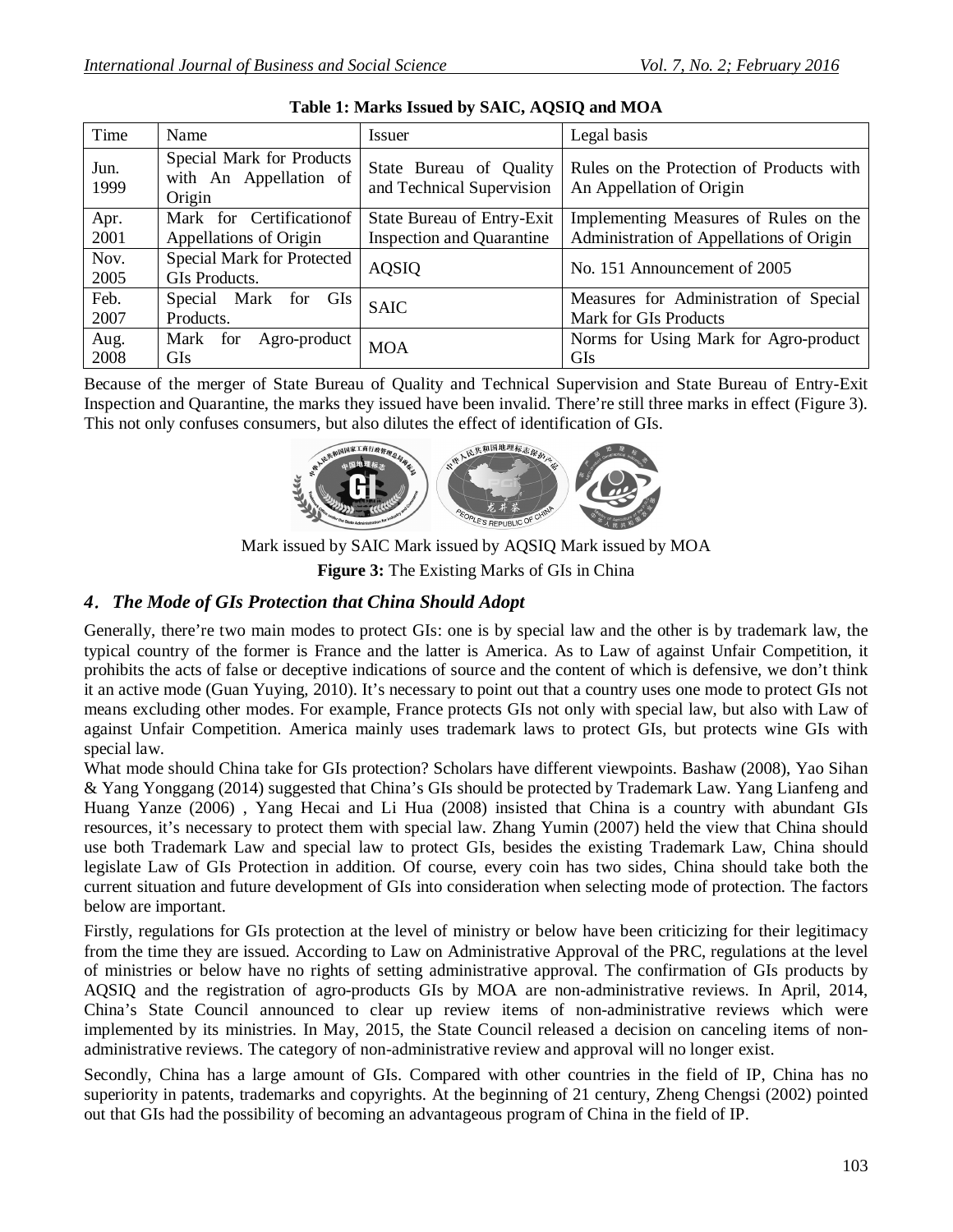**Table 1: Marks Issued by SAIC, AQSIQ and MOA**

| Time | Name | Issuer | Legal basis |
|---|---|---|---|
| Jun. 1999 | Special Mark for Products with An Appellation of Origin | State Bureau of Quality and Technical Supervision | Rules on the Protection of Products with An Appellation of Origin |
| Apr. 2001 | Mark for Certificationof Appellations of Origin | State Bureau of Entry-Exit Inspection and Quarantine | Implementing Measures of Rules on the Administration of Appellations of Origin |
| Nov. 2005 | Special Mark for Protected GIs Products. | AQSIQ | No. 151 Announcement of 2005 |
| Feb. 2007 | Special Mark for GIs Products. | SAIC | Measures for Administration of Special Mark for GIs Products |
| Aug. 2008 | Mark for Agro-product GIs | MOA | Norms for Using Mark for Agro-product GIs |

Because of the merger of State Bureau of Quality and Technical Supervision and State Bureau of Entry-Exit Inspection and Quarantine, the marks they issued have been invalid. There're still three marks in effect (Figure 3). This not only confuses consumers, but also dilutes the effect of identification of GIs.

Mark issued by SAIC Mark issued by AQSIQ Mark issued by MOA

**Figure 3:** The Existing Marks of GIs in China

### *4. The Mode of GIs Protection that China Should Adopt*

Generally, there're two main modes to protect GIs: one is by special law and the other is by trademark law, the typical country of the former is France and the latter is America. As to Law of against Unfair Competition, it prohibits the acts of false or deceptive indications of source and the content of which is defensive, we don't think it an active mode (Guan Yuying, 2010). It's necessary to point out that a country uses one mode to protect GIs not means excluding other modes. For example, France protects GIs not only with special law, but also with Law of against Unfair Competition. America mainly uses trademark laws to protect GIs, but protects wine GIs with special law.

What mode should China take for GIs protection? Scholars have different viewpoints. Bashaw (2008), Yao Sihan & Yang Yonggang (2014) suggested that China's GIs should be protected by Trademark Law. Yang Lianfeng and Huang Yanze (2006) , Yang Hecai and Li Hua (2008) insisted that China is a country with abundant GIs resources, it's necessary to protect them with special law. Zhang Yumin (2007) held the view that China should use both Trademark Law and special law to protect GIs, besides the existing Trademark Law, China should legislate Law of GIs Protection in addition. Of course, every coin has two sides, China should take both the current situation and future development of GIs into consideration when selecting mode of protection. The factors below are important.

Firstly, regulations for GIs protection at the level of ministry or below have been criticizing for their legitimacy from the time they are issued. According to Law on Administrative Approval of the PRC, regulations at the level of ministries or below have no rights of setting administrative approval. The confirmation of GIs products by AQSIQ and the registration of agro-products GIs by MOA are non-administrative reviews. In April, 2014, China's State Council announced to clear up review items of non-administrative reviews which were implemented by its ministries. In May, 2015, the State Council released a decision on canceling items of non-administrative reviews. The category of non-administrative review and approval will no longer exist.

Secondly, China has a large amount of GIs. Compared with other countries in the field of IP, China has no superiority in patents, trademarks and copyrights. At the beginning of 21 century, Zheng Chengsi (2002) pointed out that GIs had the possibility of becoming an advantageous program of China in the field of IP.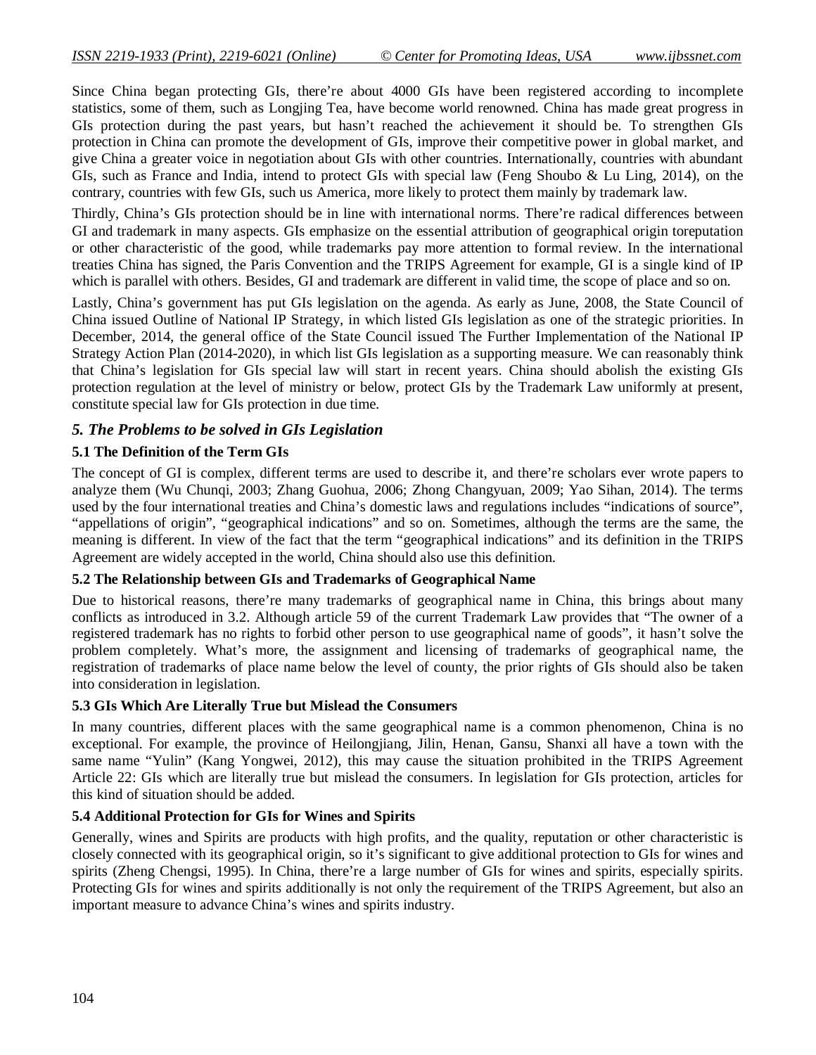Since China began protecting GIs, there're about 4000 GIs have been registered according to incomplete statistics, some of them, such as Longjing Tea, have become world renowned. China has made great progress in GIs protection during the past years, but hasn't reached the achievement it should be. To strengthen GIs protection in China can promote the development of GIs, improve their competitive power in global market, and give China a greater voice in negotiation about GIs with other countries. Internationally, countries with abundant GIs, such as France and India, intend to protect GIs with special law (Feng Shoubo & Lu Ling, 2014), on the contrary, countries with few GIs, such us America, more likely to protect them mainly by trademark law.

Thirdly, China's GIs protection should be in line with international norms. There're radical differences between GI and trademark in many aspects. GIs emphasize on the essential attribution of geographical origin toreputation or other characteristic of the good, while trademarks pay more attention to formal review. In the international treaties China has signed, the Paris Convention and the TRIPS Agreement for example, GI is a single kind of IP which is parallel with others. Besides, GI and trademark are different in valid time, the scope of place and so on.

Lastly, China's government has put GIs legislation on the agenda. As early as June, 2008, the State Council of China issued Outline of National IP Strategy, in which listed GIs legislation as one of the strategic priorities. In December, 2014, the general office of the State Council issued The Further Implementation of the National IP Strategy Action Plan (2014-2020), in which list GIs legislation as a supporting measure. We can reasonably think that China's legislation for GIs special law will start in recent years. China should abolish the existing GIs protection regulation at the level of ministry or below, protect GIs by the Trademark Law uniformly at present, constitute special law for GIs protection in due time.

## *5. The Problems to be solved in GIs Legislation*

### 5.1 The Definition of the Term GIs

The concept of GI is complex, different terms are used to describe it, and there're scholars ever wrote papers to analyze them (Wu Chunqi, 2003; Zhang Guohua, 2006; Zhong Changyuan, 2009; Yao Sihan, 2014). The terms used by the four international treaties and China's domestic laws and regulations includes "indications of source", "appellations of origin", "geographical indications" and so on. Sometimes, although the terms are the same, the meaning is different. In view of the fact that the term "geographical indications" and its definition in the TRIPS Agreement are widely accepted in the world, China should also use this definition.

### 5.2 The Relationship between GIs and Trademarks of Geographical Name

Due to historical reasons, there're many trademarks of geographical name in China, this brings about many conflicts as introduced in 3.2. Although article 59 of the current Trademark Law provides that "The owner of a registered trademark has no rights to forbid other person to use geographical name of goods", it hasn't solve the problem completely. What's more, the assignment and licensing of trademarks of geographical name, the registration of trademarks of place name below the level of county, the prior rights of GIs should also be taken into consideration in legislation.

### 5.3 GIs Which Are Literally True but Mislead the Consumers

In many countries, different places with the same geographical name is a common phenomenon, China is no exceptional. For example, the province of Heilongjiang, Jilin, Henan, Gansu, Shanxi all have a town with the same name "Yulin" (Kang Yongwei, 2012), this may cause the situation prohibited in the TRIPS Agreement Article 22: GIs which are literally true but mislead the consumers. In legislation for GIs protection, articles for this kind of situation should be added.

### 5.4 Additional Protection for GIs for Wines and Spirits

Generally, wines and Spirits are products with high profits, and the quality, reputation or other characteristic is closely connected with its geographical origin, so it's significant to give additional protection to GIs for wines and spirits (Zheng Chengsi, 1995). In China, there're a large number of GIs for wines and spirits, especially spirits. Protecting GIs for wines and spirits additionally is not only the requirement of the TRIPS Agreement, but also an important measure to advance China's wines and spirits industry.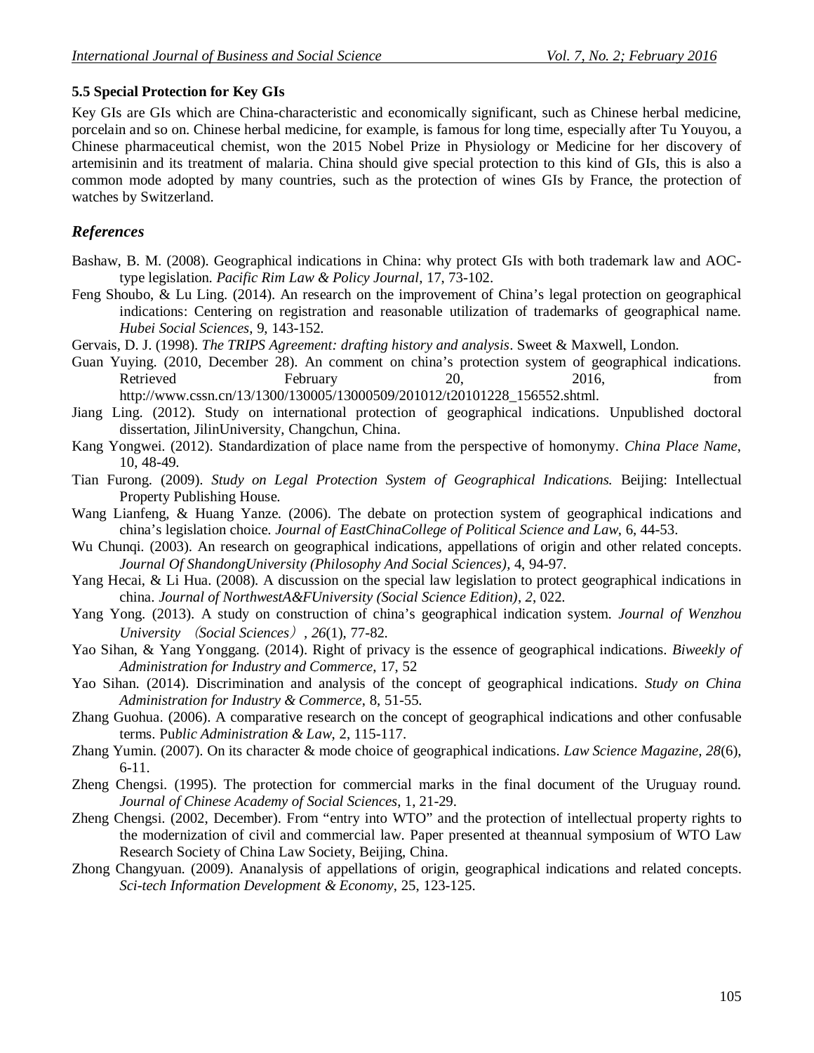### 5.5 Special Protection for Key GIs

Key GIs are GIs which are China-characteristic and economically significant, such as Chinese herbal medicine, porcelain and so on. Chinese herbal medicine, for example, is famous for long time, especially after Tu Youyou, a Chinese pharmaceutical chemist, won the 2015 Nobel Prize in Physiology or Medicine for her discovery of artemisinin and its treatment of malaria. China should give special protection to this kind of GIs, this is also a common mode adopted by many countries, such as the protection of wines GIs by France, the protection of watches by Switzerland.

## *References*

Bashaw, B. M. (2008). Geographical indications in China: why protect GIs with both trademark law and AOC-type legislation. *Pacific Rim Law & Policy Journal*, 17, 73-102.

Feng Shoubo, & Lu Ling. (2014). An research on the improvement of China's legal protection on geographical indications: Centering on registration and reasonable utilization of trademarks of geographical name. *Hubei Social Sciences*, 9, 143-152.

Gervais, D. J. (1998). *The TRIPS Agreement: drafting history and analysis*. Sweet & Maxwell, London.

Guan Yuying. (2010, December 28). An comment on china's protection system of geographical indications. Retrieved February 20, 2016, from http://www.cssn.cn/13/1300/130005/13000509/201012/t20101228_156552.shtml.

Jiang Ling. (2012). Study on international protection of geographical indications. Unpublished doctoral dissertation, JilinUniversity, Changchun, China.

Kang Yongwei. (2012). Standardization of place name from the perspective of homonymy. *China Place Name*, 10, 48-49.

Tian Furong. (2009). *Study on Legal Protection System of Geographical Indications.* Beijing: Intellectual Property Publishing House.

Wang Lianfeng, & Huang Yanze. (2006). The debate on protection system of geographical indications and china's legislation choice. *Journal of EastChinaCollege of Political Science and Law*, 6, 44-53.

Wu Chunqi. (2003). An research on geographical indications, appellations of origin and other related concepts. *Journal Of ShandongUniversity (Philosophy And Social Sciences)*, 4, 94-97.

Yang Hecai, & Li Hua. (2008). A discussion on the special law legislation to protect geographical indications in china. *Journal of NorthwestA&FUniversity (Social Science Edition)*, *2*, 022.

Yang Yong. (2013). A study on construction of china's geographical indication system. *Journal of Wenzhou University*（*Social Sciences*）*, 26*(1), 77-82.

Yao Sihan, & Yang Yonggang. (2014). Right of privacy is the essence of geographical indications. *Biweekly of Administration for Industry and Commerce*, 17, 52

Yao Sihan. (2014). Discrimination and analysis of the concept of geographical indications. *Study on China Administration for Industry & Commerce*, 8, 51-55.

Zhang Guohua. (2006). A comparative research on the concept of geographical indications and other confusable terms. *Public Administration & Law*, 2, 115-117.

Zhang Yumin. (2007). On its character & mode choice of geographical indications. *Law Science Magazine, 28*(6), 6-11.

Zheng Chengsi. (1995). The protection for commercial marks in the final document of the Uruguay round. *Journal of Chinese Academy of Social Sciences*, 1, 21-29.

Zheng Chengsi. (2002, December). From "entry into WTO" and the protection of intellectual property rights to the modernization of civil and commercial law. Paper presented at theannual symposium of WTO Law Research Society of China Law Society, Beijing, China.

Zhong Changyuan. (2009). Ananalysis of appellations of origin, geographical indications and related concepts. *Sci-tech Information Development & Economy*, 25, 123-125.